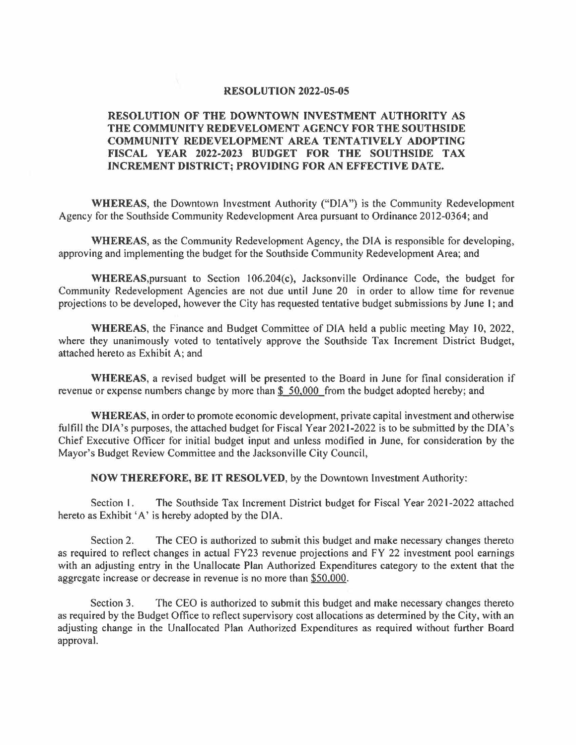# RESOLUTION 2022-05-05

## RESOLUTION OF THE DOWNTOWN INVESTMENT AUTHORITY AS THE COMMUNITY REDEVELOMENT AGENCY FOR THE SOUTHSIDE COMMUNITY REDEVELOPMENT AREA TENTATIVELY ADOPTING FISCAL YEAR 2022-2023 BUDGET FOR THE SOUTHSIDE TAX INCREMENT DISTRICT; PROVIDING FOR AN EFFECTIVE DATE.

**WHEREAS**, the Downtown Investment Authority ("DIA") is the Community Redevelopment Agency for the Southside Community Redevelopment Area pursuant to Ordinance 2012-0364; and

**WHEREAS**, as the Community Redevelopment Agency, the DIA is responsible for developing, approving and implementing the budget for the Southside Community Redevelopment Area; and

**WHEREAS**,pursuant to Section 106.204(c), Jacksonville Ordinance Code, the budget for Community Redevelopment Agencies are not due until June 20 in order to allow time for revenue projections to be developed, however the City has requested tentative budget submissions by June 1; and

**WHEREAS**, the Finance and Budget Committee of DIA held a public meeting May 10, 2022, where they unanimously voted to tentatively approve the Southside Tax Increment District Budget, attached hereto as Exhibit A; and

**WHEREAS**, a revised budget will be presented to the Board in June for final consideration if revenue or expense numbers change by more than $ 50,000 from the budget adopted hereby; and

**WHEREAS**, in order to promote economic development, private capital investment and otherwise fulfill the DIA's purposes, the attached budget for Fiscal Year 2021-2022 is to be submitted by the DIA's Chief Executive Officer for initial budget input and unless modified in June, for consideration by the Mayor's Budget Review Committee and the Jacksonville City Council,

**NOW THEREFORE, BE IT RESOLVED**, by the Downtown Investment Authority:

Section 1. The Southside Tax Increment District budget for Fiscal Year 2021-2022 attached hereto as Exhibit 'A' is hereby adopted by the DIA.

Section 2. The CEO is authorized to submit this budget and make necessary changes thereto as required to reflect changes in actual FY23 revenue projections and FY 22 investment pool earnings with an adjusting entry in the Unallocate Plan Authorized Expenditures category to the extent that the aggregate increase or decrease in revenue is no more than $50,000.

Section 3. The CEO is authorized to submit this budget and make necessary changes thereto as required by the Budget Office to reflect supervisory cost allocations as determined by the City, with an adjusting change in the Unallocated Plan Authorized Expenditures as required without further Board approval.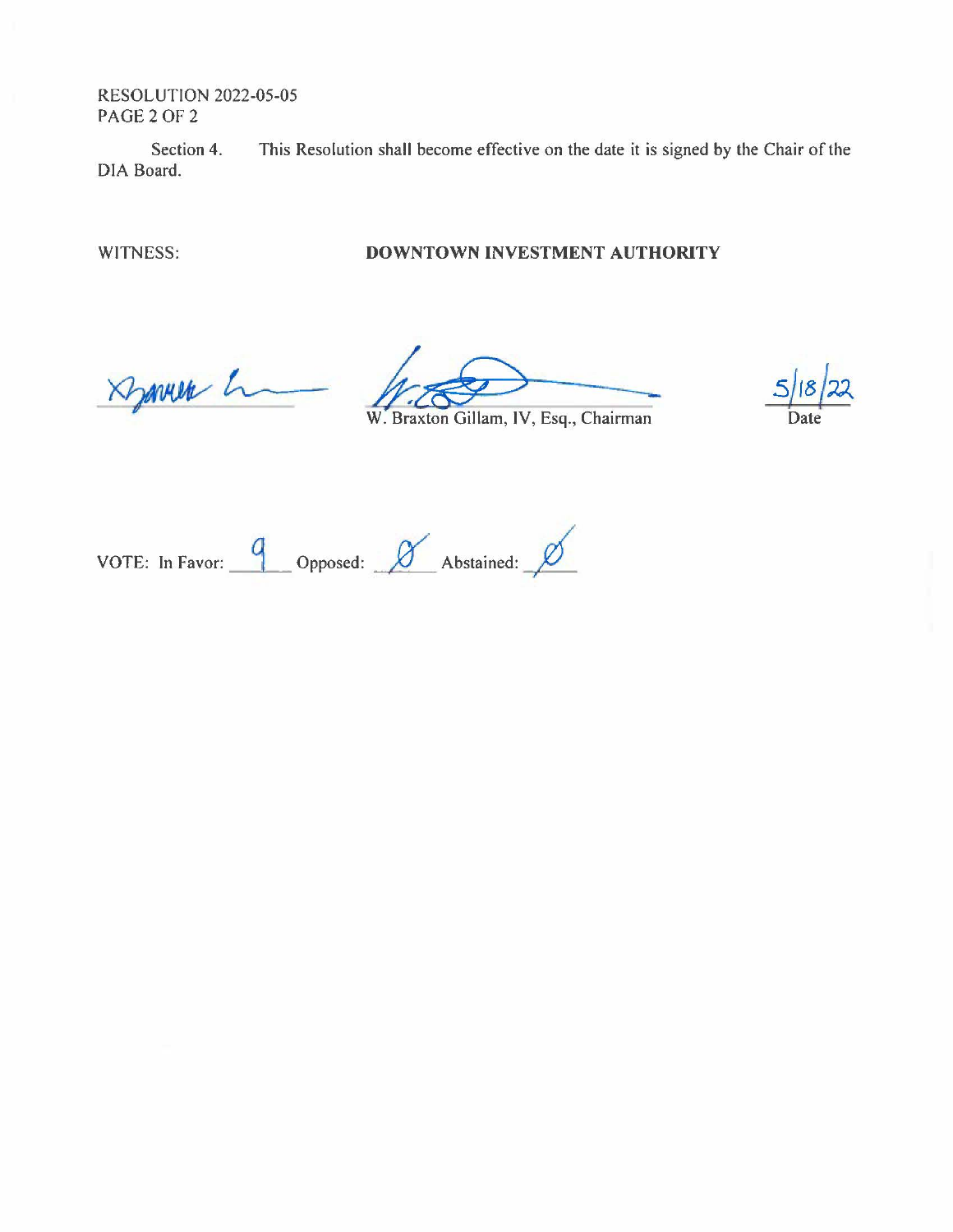RESOLUTION 2022-05-05
PAGE 2 OF 2

Section 4. This Resolution shall become effective on the date it is signed by the Chair of the DIA Board.

WITNESS: **DOWNTOWN INVESTMENT AUTHORITY**

W. Braxton Gillam, IV, Esq., Chairman

5/18/22
Date

VOTE: In Favor: 9 Opposed: Ø Abstained: Ø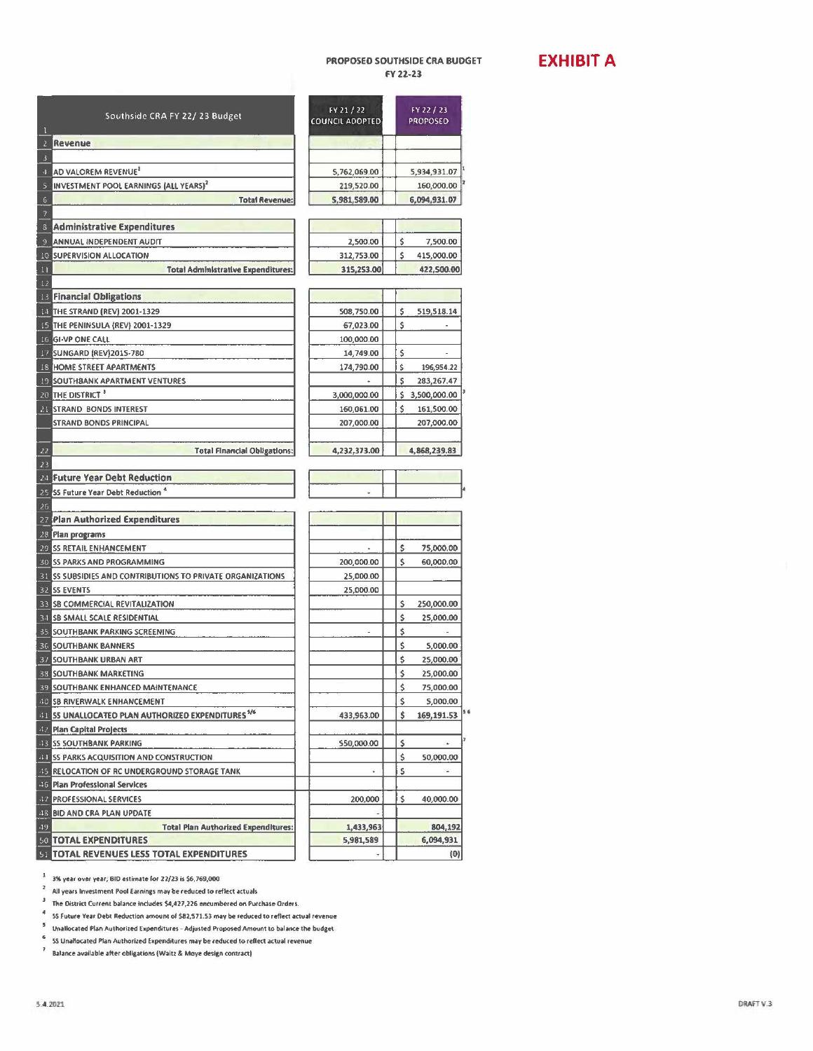**PROPOSED SOUTHSIDE CRA BUDGET**
**FY 22-23**

# EXHIBIT A

| # | Southside CRA FY 22/ 23 Budget | FY 21 / 22 COUNCIL ADOPTED | FY 22 / 23 PROPOSED | |
|---|---|---|---|---|
| 2 | **Revenue** | | | |
| 3 | | | | |
| 4 | AD VALOREM REVENUE[1] | 5,762,069.00 | 5,934,931.07 | 1 |
| 5 | INVESTMENT POOL EARNINGS (ALL YEARS)[2] | 219,520.00 | 160,000.00 | 2 |
| 6 | **Total Revenue:** | 5,981,589.00 | 6,094,931.07 | |
| 7 | | | | |
| 8 | **Administrative Expenditures** | | | |
| 9 | ANNUAL INDEPENDENT AUDIT | 2,500.00 | $ 7,500.00 | |
| 10 | SUPERVISION ALLOCATION | 312,753.00 | $ 415,000.00 | |
| 11 | **Total Administrative Expenditures:** | 315,253.00 | 422,500.00 | |
| 12 | | | | |
| 13 | **Financial Obligations** | | | |
| 14 | THE STRAND (REV) 2001-1329 | 508,750.00 | $ 519,518.14 | |
| 15 | THE PENINSULA (REV) 2001-1329 | 67,023.00 | $ - | |
| 16 | GI-VP ONE CALL | 100,000.00 | | |
| 17 | SUNGARD (REV)2015-780 | 14,749.00 | $ - | |
| 18 | HOME STREET APARTMENTS | 174,790.00 | $ 196,954.22 | |
| 19 | SOUTHBANK APARTMENT VENTURES | - | $ 283,267.47 | |
| 20 | THE DISTRICT[3] | 3,000,000.00 | $ 3,500,000.00 | 3 |
| 21 | STRAND BONDS INTEREST | 160,061.00 | $ 161,500.00 | |
| | STRAND BONDS PRINCIPAL | 207,000.00 | 207,000.00 | |
| | | | | |
| 22 | **Total Financial Obligations:** | 4,232,373.00 | 4,868,239.83 | |
| 23 | | | | |
| 24 | **Future Year Debt Reduction** | | | |
| 25 | SS Future Year Debt Reduction[4] | - | | 4 |
| 26 | | | | |
| 27 | **Plan Authorized Expenditures** | | | |
| 28 | **Plan programs** | | | |
| 29 | SS RETAIL ENHANCEMENT | - | $ 75,000.00 | |
| 30 | SS PARKS AND PROGRAMMING | 200,000.00 | $ 60,000.00 | |
| 31 | SS SUBSIDIES AND CONTRIBUTIONS TO PRIVATE ORGANIZATIONS | 25,000.00 | | |
| 32 | SS EVENTS | 25,000.00 | | |
| 33 | SB COMMERCIAL REVITALIZATION | | $ 250,000.00 | |
| 34 | SB SMALL SCALE RESIDENTIAL | | $ 25,000.00 | |
| 35 | SOUTHBANK PARKING SCREENING | - | $ - | |
| 36 | SOUTHBANK BANNERS | | $ 5,000.00 | |
| 37 | SOUTHBANK URBAN ART | | $ 25,000.00 | |
| 38 | SOUTHBANK MARKETING | | $ 25,000.00 | |
| 39 | SOUTHBANK ENHANCED MAINTENANCE | | $ 75,000.00 | |
| 40 | SB RIVERWALK ENHANCEMENT | | $ 5,000.00 | |
| 41 | SS UNALLOCATED PLAN AUTHORIZED EXPENDITURES[5/6] | 433,963.00 | $ 169,191.53 | 5 6 |
| 42 | **Plan Capital Projects** | | | |
| 43 | SS SOUTHBANK PARKING | 550,000.00 | $ - | 7 |
| 44 | SS PARKS ACQUISITION AND CONSTRUCTION | | $ 50,000.00 | |
| 45 | RELOCATION OF RC UNDERGROUND STORAGE TANK | - | $ - | |
| 46 | **Plan Professional Services** | | | |
| 47 | PROFESSIONAL SERVICES | 200,000 | $ 40,000.00 | |
| 48 | BID AND CRA PLAN UPDATE | - | | |
| 49 | **Total Plan Authorized Expenditures:** | 1,433,963 | 804,192 | |
| 50 | **TOTAL EXPENDITURES** | 5,981,589 | 6,094,931 | |
| 51 | **TOTAL REVENUES LESS TOTAL EXPENDITURES** | - | (0) | |

[1] 3% year over year, BID estimate for 22/23 is $6,769,000

[2] All years Investment Pool Earnings may be reduced to reflect actuals

[3] The District Current balance includes $4,427,226 encumbered on Purchase Orders.

[4] SS Future Year Debt Reduction amount of $82,571.53 may be reduced to reflect actual revenue

[5] Unallocated Plan Authorized Expenditures - Adjusted Proposed Amount to balance the budget

[6] SS Unallocated Plan Authorized Expenditures may be reduced to reflect actual revenue

[7] Balance available after obligations (Waitz & Moye design contract)

5.4.2021

DRAFT V.3